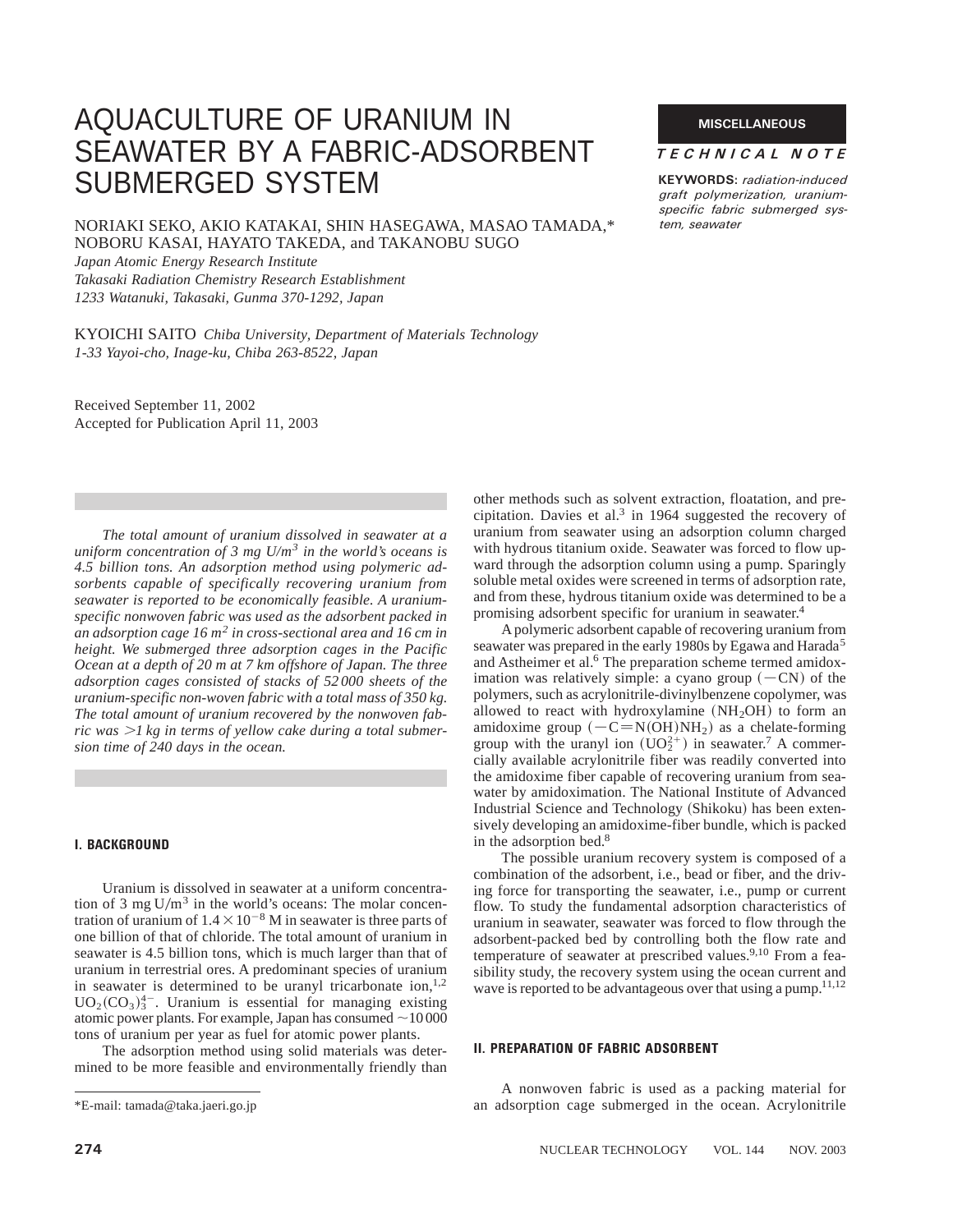# AQUACULTURE OF URANIUM IN SEAWATER BY A FABRIC-ADSORBENT SUBMERGED SYSTEM

**MISCELLANEOUS**

***TECHNICAL NOTE***

**KEYWORDS:** *radiation-induced graft polymerization, uranium-specific fabric submerged system, seawater*

NORIAKI SEKO, AKIO KATAKAI, SHIN HASEGAWA, MASAO TAMADA,* NOBORU KASAI, HAYATO TAKEDA, and TAKANOBU SUGO

*Japan Atomic Energy Research Institute*
*Takasaki Radiation Chemistry Research Establishment*
*1233 Watanuki, Takasaki, Gunma 370-1292, Japan*

KYOICHI SAITO *Chiba University, Department of Materials Technology*
*1-33 Yayoi-cho, Inage-ku, Chiba 263-8522, Japan*

Received September 11, 2002
Accepted for Publication April 11, 2003

*The total amount of uranium dissolved in seawater at a uniform concentration of 3 mg U/m$^3$ in the world's oceans is 4.5 billion tons. An adsorption method using polymeric adsorbents capable of specifically recovering uranium from seawater is reported to be economically feasible. A uranium-specific nonwoven fabric was used as the adsorbent packed in an adsorption cage 16 m$^2$ in cross-sectional area and 16 cm in height. We submerged three adsorption cages in the Pacific Ocean at a depth of 20 m at 7 km offshore of Japan. The three adsorption cages consisted of stacks of 52 000 sheets of the uranium-specific non-woven fabric with a total mass of 350 kg. The total amount of uranium recovered by the nonwoven fabric was >1 kg in terms of yellow cake during a total submersion time of 240 days in the ocean.*

## I. BACKGROUND

Uranium is dissolved in seawater at a uniform concentration of 3 mg U/m$^3$ in the world's oceans: The molar concentration of uranium of $1.4 \times 10^{-8}$ M in seawater is three parts of one billion of that of chloride. The total amount of uranium in seawater is 4.5 billion tons, which is much larger than that of uranium in terrestrial ores. A predominant species of uranium in seawater is determined to be uranyl tricarbonate ion,[1,2] $UO_2(CO_3)_3^{4-}$. Uranium is essential for managing existing atomic power plants. For example, Japan has consumed ~10 000 tons of uranium per year as fuel for atomic power plants.

The adsorption method using solid materials was determined to be more feasible and environmentally friendly than other methods such as solvent extraction, floatation, and precipitation. Davies et al.[3] in 1964 suggested the recovery of uranium from seawater using an adsorption column charged with hydrous titanium oxide. Seawater was forced to flow upward through the adsorption column using a pump. Sparingly soluble metal oxides were screened in terms of adsorption rate, and from these, hydrous titanium oxide was determined to be a promising adsorbent specific for uranium in seawater.[4]

A polymeric adsorbent capable of recovering uranium from seawater was prepared in the early 1980s by Egawa and Harada[5] and Astheimer et al.[6] The preparation scheme termed amidoximation was relatively simple: a cyano group ($-CN$) of the polymers, such as acrylonitrile-divinylbenzene copolymer, was allowed to react with hydroxylamine ($NH_2OH$) to form an amidoxime group ($-C{=}N(OH)NH_2$) as a chelate-forming group with the uranyl ion ($UO_2^{2+}$) in seawater.[7] A commercially available acrylonitrile fiber was readily converted into the amidoxime fiber capable of recovering uranium from seawater by amidoximation. The National Institute of Advanced Industrial Science and Technology (Shikoku) has been extensively developing an amidoxime-fiber bundle, which is packed in the adsorption bed.[8]

The possible uranium recovery system is composed of a combination of the adsorbent, i.e., bead or fiber, and the driving force for transporting the seawater, i.e., pump or current flow. To study the fundamental adsorption characteristics of uranium in seawater, seawater was forced to flow through the adsorbent-packed bed by controlling both the flow rate and temperature of seawater at prescribed values.[9,10] From a feasibility study, the recovery system using the ocean current and wave is reported to be advantageous over that using a pump.[11,12]

## II. PREPARATION OF FABRIC ADSORBENT

A nonwoven fabric is used as a packing material for an adsorption cage submerged in the ocean. Acrylonitrile

*E-mail: tamada@taka.jaeri.go.jp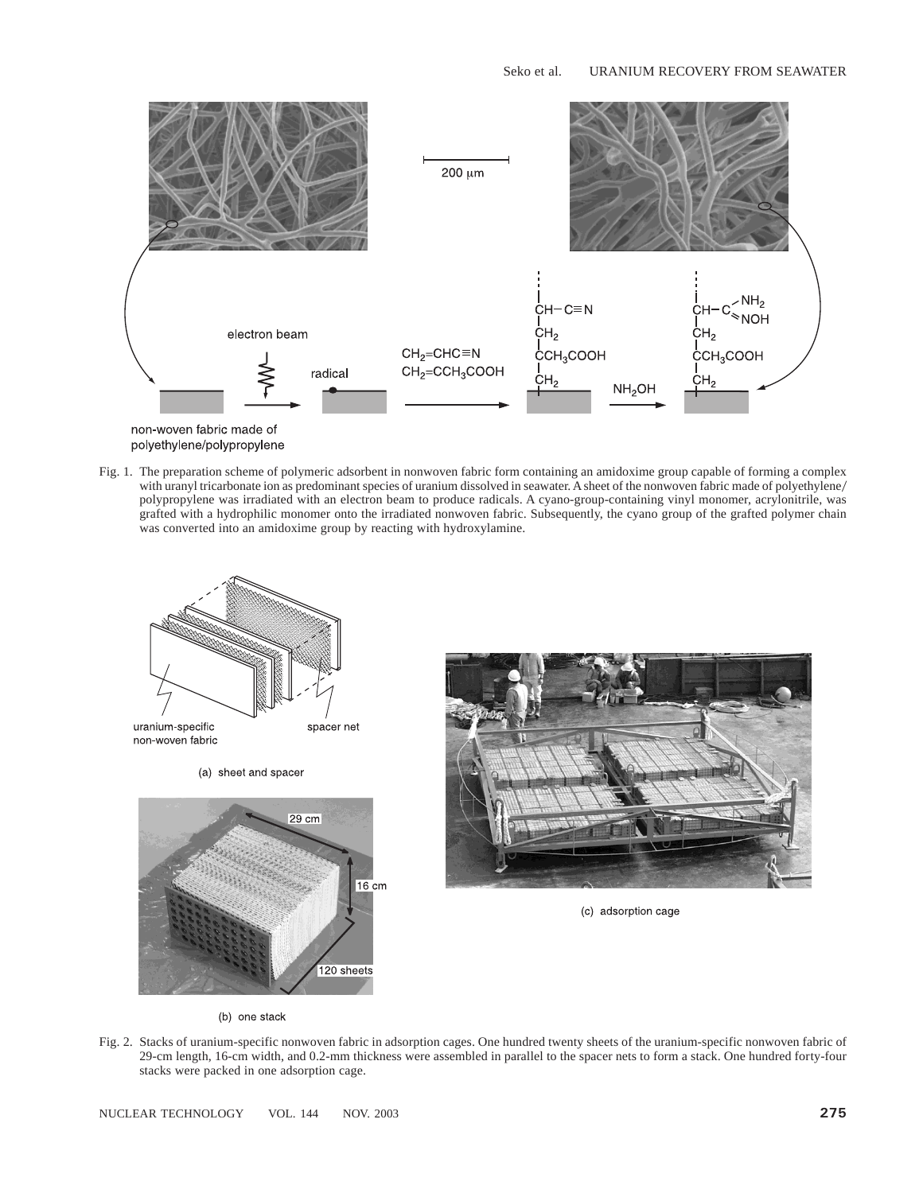Fig. 1. The preparation scheme of polymeric adsorbent in nonwoven fabric form containing an amidoxime group capable of forming a complex with uranyl tricarbonate ion as predominant species of uranium dissolved in seawater. A sheet of the nonwoven fabric made of polyethylene/polypropylene was irradiated with an electron beam to produce radicals. A cyano-group-containing vinyl monomer, acrylonitrile, was grafted with a hydrophilic monomer onto the irradiated nonwoven fabric. Subsequently, the cyano group of the grafted polymer chain was converted into an amidoxime group by reacting with hydroxylamine.

Fig. 2. Stacks of uranium-specific nonwoven fabric in adsorption cages. One hundred twenty sheets of the uranium-specific nonwoven fabric of 29-cm length, 16-cm width, and 0.2-mm thickness were assembled in parallel to the spacer nets to form a stack. One hundred forty-four stacks were packed in one adsorption cage.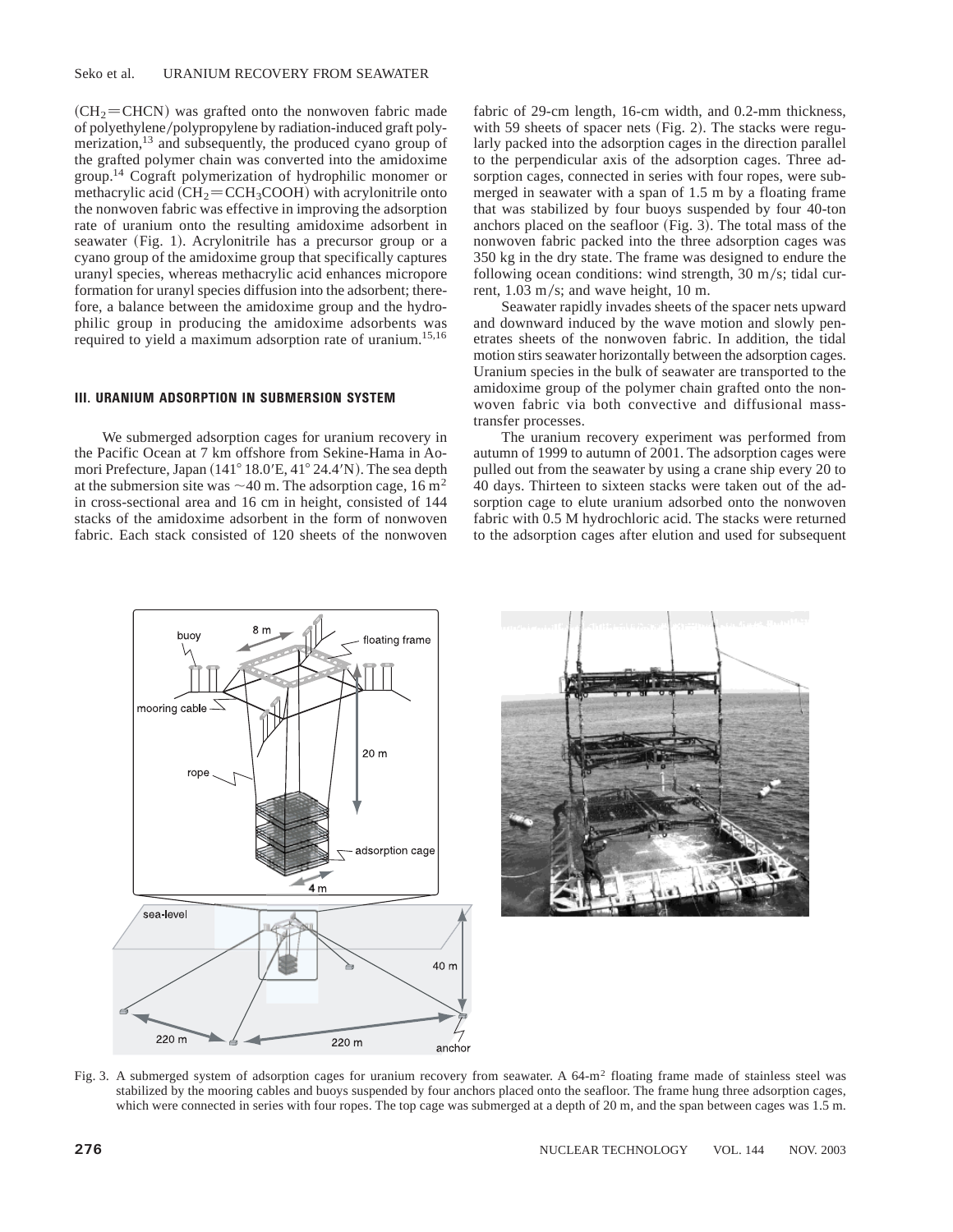($CH_2{=}CHCN$) was grafted onto the nonwoven fabric made of polyethylene/polypropylene by radiation-induced graft polymerization,[13] and subsequently, the produced cyano group of the grafted polymer chain was converted into the amidoxime group.[14] Cograft polymerization of hydrophilic monomer or methacrylic acid ($CH_2{=}CCH_3COOH$) with acrylonitrile onto the nonwoven fabric was effective in improving the adsorption rate of uranium onto the resulting amidoxime adsorbent in seawater (Fig. 1). Acrylonitrile has a precursor group or a cyano group of the amidoxime group that specifically captures uranyl species, whereas methacrylic acid enhances micropore formation for uranyl species diffusion into the adsorbent; therefore, a balance between the amidoxime group and the hydrophilic group in producing the amidoxime adsorbents was required to yield a maximum adsorption rate of uranium.[15,16]

## III. URANIUM ADSORPTION IN SUBMERSION SYSTEM

We submerged adsorption cages for uranium recovery in the Pacific Ocean at 7 km offshore from Sekine-Hama in Aomori Prefecture, Japan (141° 18.0′E, 41° 24.4′N). The sea depth at the submersion site was ~40 m. The adsorption cage, 16 $m^2$ in cross-sectional area and 16 cm in height, consisted of 144 stacks of the amidoxime adsorbent in the form of nonwoven fabric. Each stack consisted of 120 sheets of the nonwoven fabric of 29-cm length, 16-cm width, and 0.2-mm thickness, with 59 sheets of spacer nets (Fig. 2). The stacks were regularly packed into the adsorption cages in the direction parallel to the perpendicular axis of the adsorption cages. Three adsorption cages, connected in series with four ropes, were submerged in seawater with a span of 1.5 m by a floating frame that was stabilized by four buoys suspended by four 40-ton anchors placed on the seafloor (Fig. 3). The total mass of the nonwoven fabric packed into the three adsorption cages was 350 kg in the dry state. The frame was designed to endure the following ocean conditions: wind strength, 30 m/s; tidal current, 1.03 m/s; and wave height, 10 m.

Seawater rapidly invades sheets of the spacer nets upward and downward induced by the wave motion and slowly penetrates sheets of the nonwoven fabric. In addition, the tidal motion stirs seawater horizontally between the adsorption cages. Uranium species in the bulk of seawater are transported to the amidoxime group of the polymer chain grafted onto the nonwoven fabric via both convective and diffusional mass-transfer processes.

The uranium recovery experiment was performed from autumn of 1999 to autumn of 2001. The adsorption cages were pulled out from the seawater by using a crane ship every 20 to 40 days. Thirteen to sixteen stacks were taken out of the adsorption cage to elute uranium adsorbed onto the nonwoven fabric with 0.5 M hydrochloric acid. The stacks were returned to the adsorption cages after elution and used for subsequent

Fig. 3. A submerged system of adsorption cages for uranium recovery from seawater. A 64-$m^2$ floating frame made of stainless steel was stabilized by the mooring cables and buoys suspended by four anchors placed onto the seafloor. The frame hung three adsorption cages, which were connected in series with four ropes. The top cage was submerged at a depth of 20 m, and the span between cages was 1.5 m.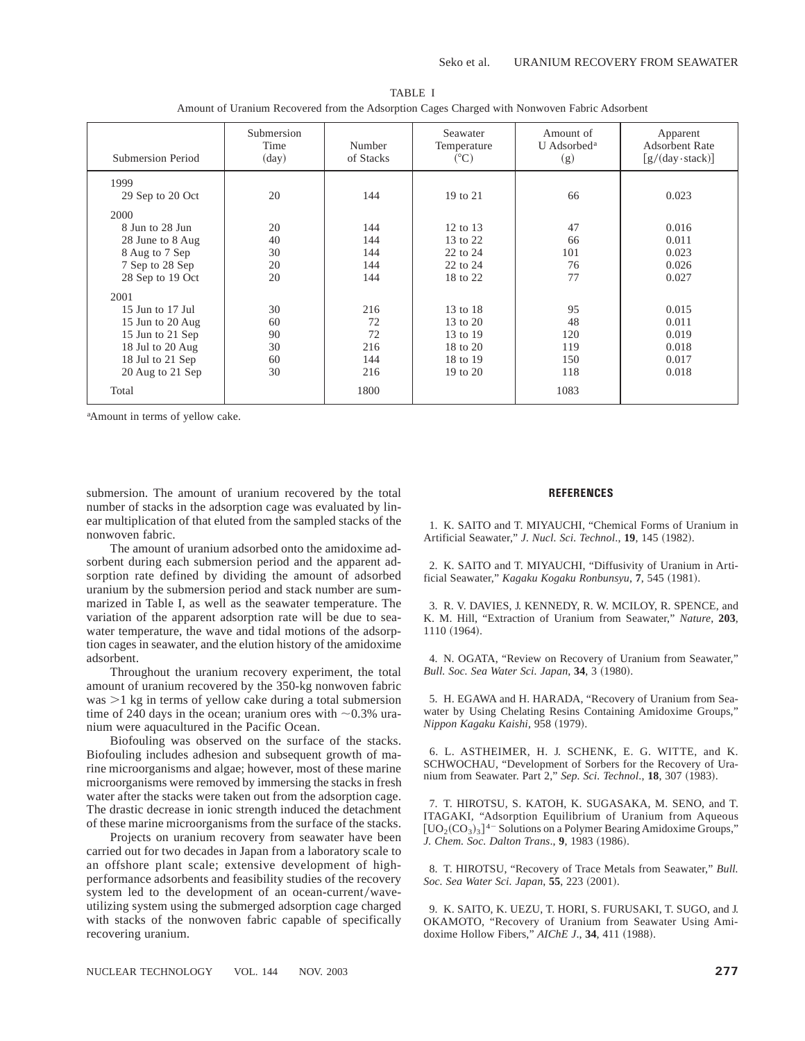TABLE I

Amount of Uranium Recovered from the Adsorption Cages Charged with Nonwoven Fabric Adsorbent

| Submersion Period | Submersion Time (day) | Number of Stacks | Seawater Temperature (°C) | Amount of U Adsorbed[a] (g) | Apparent Adsorbent Rate [g/(day·stack)] |
|---|---|---|---|---|---|
| 1999 | | | | | |
| 29 Sep to 20 Oct | 20 | 144 | 19 to 21 | 66 | 0.023 |
| 2000 | | | | | |
| 8 Jun to 28 Jun | 20 | 144 | 12 to 13 | 47 | 0.016 |
| 28 June to 8 Aug | 40 | 144 | 13 to 22 | 66 | 0.011 |
| 8 Aug to 7 Sep | 30 | 144 | 22 to 24 | 101 | 0.023 |
| 7 Sep to 28 Sep | 20 | 144 | 22 to 24 | 76 | 0.026 |
| 28 Sep to 19 Oct | 20 | 144 | 18 to 22 | 77 | 0.027 |
| 2001 | | | | | |
| 15 Jun to 17 Jul | 30 | 216 | 13 to 18 | 95 | 0.015 |
| 15 Jun to 20 Aug | 60 | 72 | 13 to 20 | 48 | 0.011 |
| 15 Jun to 21 Sep | 90 | 72 | 13 to 19 | 120 | 0.019 |
| 18 Jul to 20 Aug | 30 | 216 | 18 to 20 | 119 | 0.018 |
| 18 Jul to 21 Sep | 60 | 144 | 18 to 19 | 150 | 0.017 |
| 20 Aug to 21 Sep | 30 | 216 | 19 to 20 | 118 | 0.018 |
| Total | | 1800 | | 1083 | |

[a]Amount in terms of yellow cake.

submersion. The amount of uranium recovered by the total number of stacks in the adsorption cage was evaluated by linear multiplication of that eluted from the sampled stacks of the nonwoven fabric.

The amount of uranium adsorbed onto the amidoxime adsorbent during each submersion period and the apparent adsorption rate defined by dividing the amount of adsorbed uranium by the submersion period and stack number are summarized in Table I, as well as the seawater temperature. The variation of the apparent adsorption rate will be due to seawater temperature, the wave and tidal motions of the adsorption cages in seawater, and the elution history of the amidoxime adsorbent.

Throughout the uranium recovery experiment, the total amount of uranium recovered by the 350-kg nonwoven fabric was >1 kg in terms of yellow cake during a total submersion time of 240 days in the ocean; uranium ores with ~0.3% uranium were aquacultured in the Pacific Ocean.

Biofouling was observed on the surface of the stacks. Biofouling includes adhesion and subsequent growth of marine microorganisms and algae; however, most of these marine microorganisms were removed by immersing the stacks in fresh water after the stacks were taken out from the adsorption cage. The drastic decrease in ionic strength induced the detachment of these marine microorganisms from the surface of the stacks.

Projects on uranium recovery from seawater have been carried out for two decades in Japan from a laboratory scale to an offshore plant scale; extensive development of high-performance adsorbents and feasibility studies of the recovery system led to the development of an ocean-current/wave-utilizing system using the submerged adsorption cage charged with stacks of the nonwoven fabric capable of specifically recovering uranium.

## REFERENCES

1. K. SAITO and T. MIYAUCHI, "Chemical Forms of Uranium in Artificial Seawater," *J. Nucl. Sci. Technol.*, **19**, 145 (1982).

2. K. SAITO and T. MIYAUCHI, "Diffusivity of Uranium in Artificial Seawater," *Kagaku Kogaku Ronbunsyu*, **7**, 545 (1981).

3. R. V. DAVIES, J. KENNEDY, R. W. MCILOY, R. SPENCE, and K. M. Hill, "Extraction of Uranium from Seawater," *Nature*, **203**, 1110 (1964).

4. N. OGATA, "Review on Recovery of Uranium from Seawater," *Bull. Soc. Sea Water Sci. Japan*, **34**, 3 (1980).

5. H. EGAWA and H. HARADA, "Recovery of Uranium from Seawater by Using Chelating Resins Containing Amidoxime Groups," *Nippon Kagaku Kaishi*, 958 (1979).

6. L. ASTHEIMER, H. J. SCHENK, E. G. WITTE, and K. SCHWOCHAU, "Development of Sorbers for the Recovery of Uranium from Seawater. Part 2," *Sep. Sci. Technol.*, **18**, 307 (1983).

7. T. HIROTSU, S. KATOH, K. SUGASAKA, M. SENO, and T. ITAGAKI, "Adsorption Equilibrium of Uranium from Aqueous $[UO_2(CO_3)_3]^{4-}$ Solutions on a Polymer Bearing Amidoxime Groups," *J. Chem. Soc. Dalton Trans.*, **9**, 1983 (1986).

8. T. HIROTSU, "Recovery of Trace Metals from Seawater," *Bull. Soc. Sea Water Sci. Japan*, **55**, 223 (2001).

9. K. SAITO, K. UEZU, T. HORI, S. FURUSAKI, T. SUGO, and J. OKAMOTO, "Recovery of Uranium from Seawater Using Amidoxime Hollow Fibers," *AIChE J.*, **34**, 411 (1988).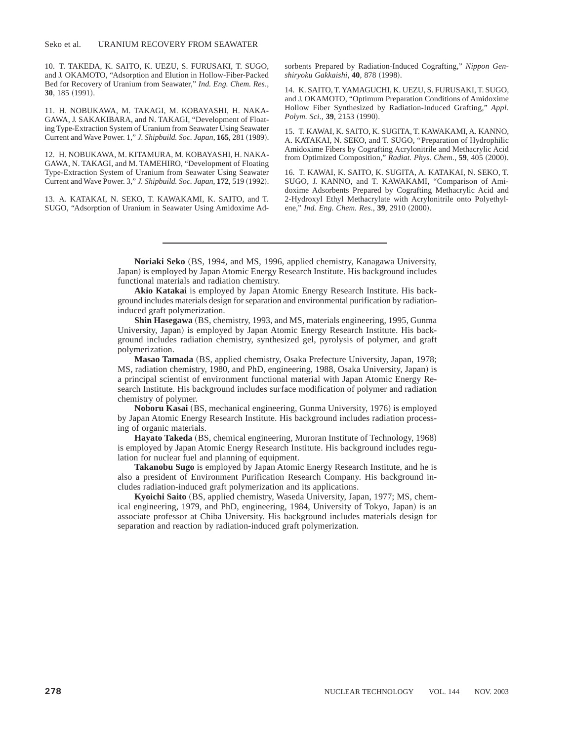10. T. TAKEDA, K. SAITO, K. UEZU, S. FURUSAKI, T. SUGO, and J. OKAMOTO, "Adsorption and Elution in Hollow-Fiber-Packed Bed for Recovery of Uranium from Seawater," *Ind. Eng. Chem. Res.*, **30**, 185 (1991).

11. H. NOBUKAWA, M. TAKAGI, M. KOBAYASHI, H. NAKAGAWA, J. SAKAKIBARA, and N. TAKAGI, "Development of Floating Type-Extraction System of Uranium from Seawater Using Seawater Current and Wave Power. 1," *J. Shipbuild. Soc. Japan*, **165**, 281 (1989).

12. H. NOBUKAWA, M. KITAMURA, M. KOBAYASHI, H. NAKAGAWA, N. TAKAGI, and M. TAMEHIRO, "Development of Floating Type-Extraction System of Uranium from Seawater Using Seawater Current and Wave Power. 3," *J. Shipbuild. Soc. Japan*, **172**, 519 (1992).

13. A. KATAKAI, N. SEKO, T. KAWAKAMI, K. SAITO, and T. SUGO, "Adsorption of Uranium in Seawater Using Amidoxime Adsorbents Prepared by Radiation-Induced Cografting," *Nippon Genshiryoku Gakkaishi*, **40**, 878 (1998).

14. K. SAITO, T. YAMAGUCHI, K. UEZU, S. FURUSAKI, T. SUGO, and J. OKAMOTO, "Optimum Preparation Conditions of Amidoxime Hollow Fiber Synthesized by Radiation-Induced Grafting," *Appl. Polym. Sci.*, **39**, 2153 (1990).

15. T. KAWAI, K. SAITO, K. SUGITA, T. KAWAKAMI, A. KANNO, A. KATAKAI, N. SEKO, and T. SUGO, "Preparation of Hydrophilic Amidoxime Fibers by Cografting Acrylonitrile and Methacrylic Acid from Optimized Composition," *Radiat. Phys. Chem.*, **59**, 405 (2000).

16. T. KAWAI, K. SAITO, K. SUGITA, A. KATAKAI, N. SEKO, T. SUGO, J. KANNO, and T. KAWAKAMI, "Comparison of Amidoxime Adsorbents Prepared by Cografting Methacrylic Acid and 2-Hydroxyl Ethyl Methacrylate with Acrylonitrile onto Polyethylene," *Ind. Eng. Chem. Res.*, **39**, 2910 (2000).

---

**Noriaki Seko** (BS, 1994, and MS, 1996, applied chemistry, Kanagawa University, Japan) is employed by Japan Atomic Energy Research Institute. His background includes functional materials and radiation chemistry.

**Akio Katakai** is employed by Japan Atomic Energy Research Institute. His background includes materials design for separation and environmental purification by radiation-induced graft polymerization.

**Shin Hasegawa** (BS, chemistry, 1993, and MS, materials engineering, 1995, Gunma University, Japan) is employed by Japan Atomic Energy Research Institute. His background includes radiation chemistry, synthesized gel, pyrolysis of polymer, and graft polymerization.

**Masao Tamada** (BS, applied chemistry, Osaka Prefecture University, Japan, 1978; MS, radiation chemistry, 1980, and PhD, engineering, 1988, Osaka University, Japan) is a principal scientist of environment functional material with Japan Atomic Energy Research Institute. His background includes surface modification of polymer and radiation chemistry of polymer.

**Noboru Kasai** (BS, mechanical engineering, Gunma University, 1976) is employed by Japan Atomic Energy Research Institute. His background includes radiation processing of organic materials.

**Hayato Takeda** (BS, chemical engineering, Muroran Institute of Technology, 1968) is employed by Japan Atomic Energy Research Institute. His background includes regulation for nuclear fuel and planning of equipment.

**Takanobu Sugo** is employed by Japan Atomic Energy Research Institute, and he is also a president of Environment Purification Research Company. His background includes radiation-induced graft polymerization and its applications.

**Kyoichi Saito** (BS, applied chemistry, Waseda University, Japan, 1977; MS, chemical engineering, 1979, and PhD, engineering, 1984, University of Tokyo, Japan) is an associate professor at Chiba University. His background includes materials design for separation and reaction by radiation-induced graft polymerization.